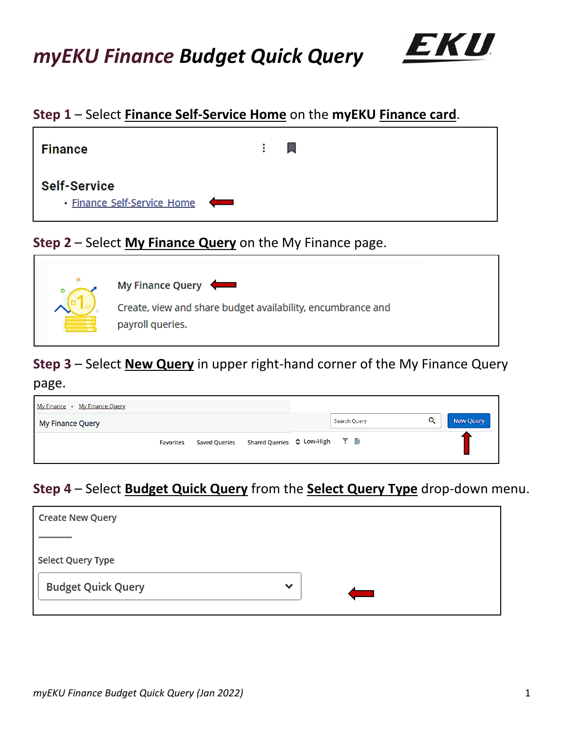# *myEKU Finance* Budget Quick Query

**Step 1** – Select **Finance Self-Service Home** on the **myEKU Finance card**.

Finance

Self-Service

- Finance Self-Service Home

**Step 2** – Select **My Finance Query** on the My Finance page.

My Finance Query

Create, view and share budget availability, encumbrance and payroll queries.

**Step 3** – Select **New Query** in upper right-hand corner of the My Finance Query page.

My Finance • My Finance Query

My Finance Query

Search Query | New Query

Favorites | Saved Queries | Shared Queries | Low-High

**Step 4** – Select **Budget Quick Query** from the **Select Query Type** drop-down menu.

Create New Query

Select Query Type

Budget Quick Query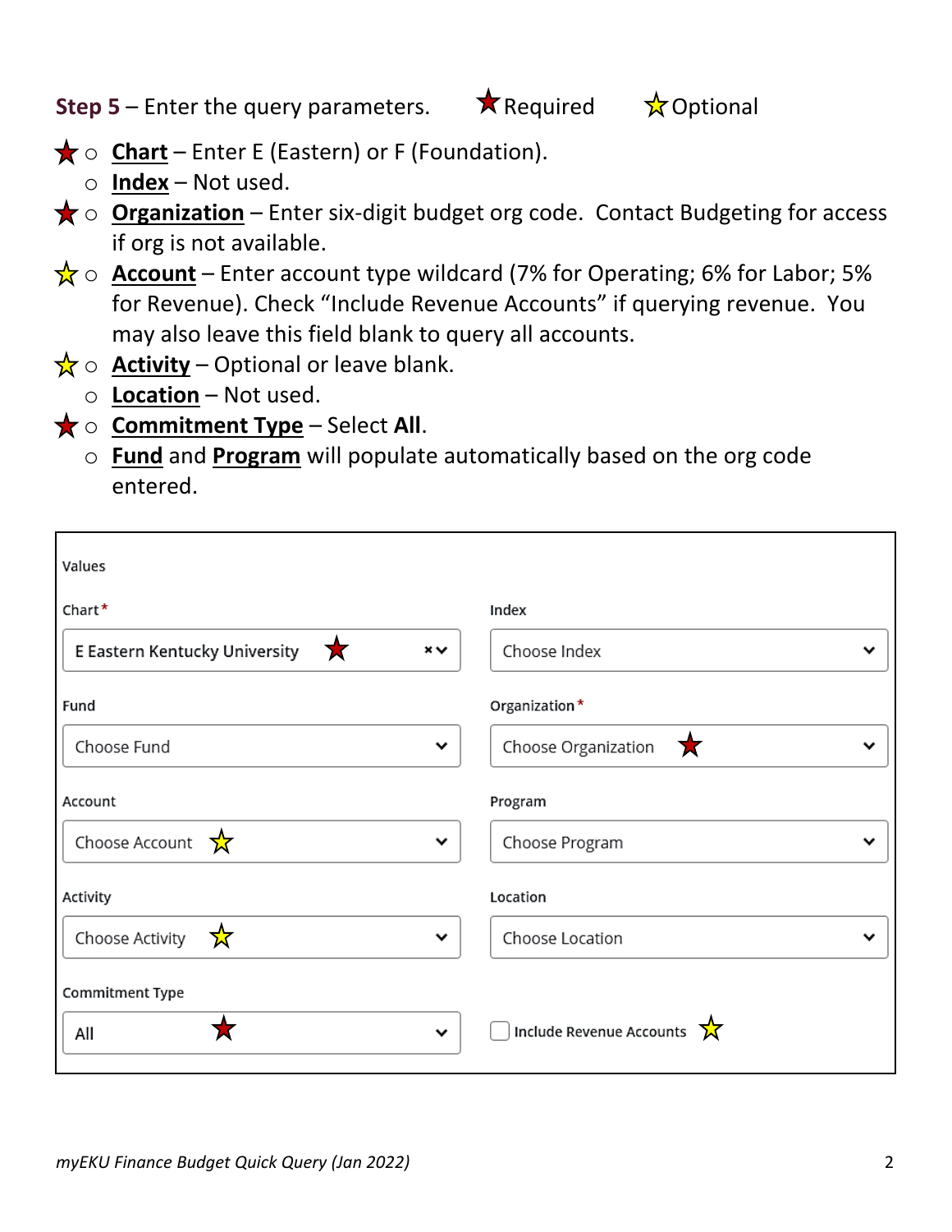**Step 5** – Enter the query parameters. ★Required ☆Optional

- ★ **Chart** – Enter E (Eastern) or F (Foundation).
- **Index** – Not used.
- ★ **Organization** – Enter six-digit budget org code. Contact Budgeting for access if org is not available.
- ☆ **Account** – Enter account type wildcard (7% for Operating; 6% for Labor; 5% for Revenue). Check "Include Revenue Accounts" if querying revenue. You may also leave this field blank to query all accounts.
- ☆ **Activity** – Optional or leave blank.
- **Location** – Not used.
- ★ **Commitment Type** – Select **All**.
- **Fund** and **Program** will populate automatically based on the org code entered.

Values

| | |
|---|---|
| Chart* | Index |
| E Eastern Kentucky University ★ | Choose Index |
| Fund | Organization* |
| Choose Fund | Choose Organization ★ |
| Account | Program |
| Choose Account ☆ | Choose Program |
| Activity | Location |
| Choose Activity ☆ | Choose Location |
| Commitment Type | |
| All ★ | ☐ Include Revenue Accounts ☆ |

*myEKU Finance Budget Quick Query (Jan 2022)*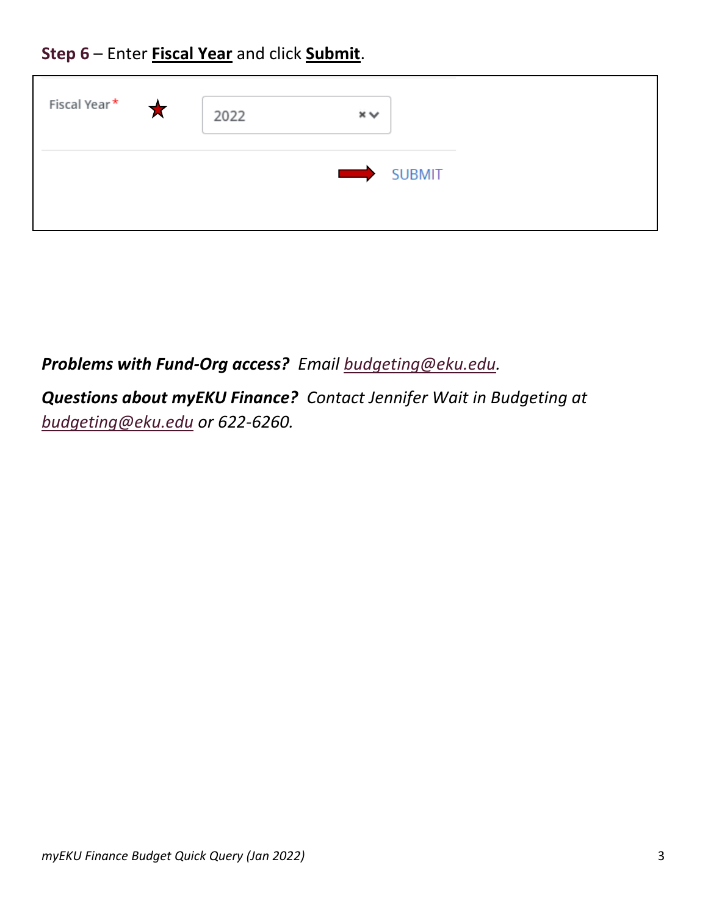**Step 6** – Enter **Fiscal Year** and click **Submit**.

Fiscal Year*

2022

SUBMIT

***Problems with Fund-Org access?*** *Email budgeting@eku.edu.*

***Questions about myEKU Finance?*** *Contact Jennifer Wait in Budgeting at budgeting@eku.edu or 622-6260.*